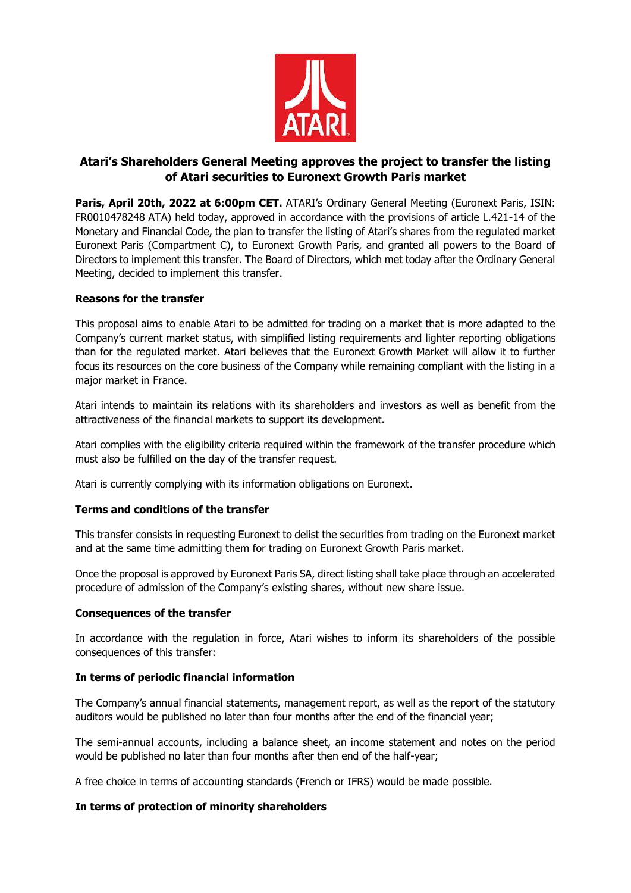# Atari's Shareholders General Meeting approves the project to transfer the listing of Atari securities to Euronext Growth Paris market

**Paris, April 20th, 2022 at 6:00pm CET.** ATARI's Ordinary General Meeting (Euronext Paris, ISIN: FR0010478248 ATA) held today, approved in accordance with the provisions of article L.421-14 of the Monetary and Financial Code, the plan to transfer the listing of Atari's shares from the regulated market Euronext Paris (Compartment C), to Euronext Growth Paris, and granted all powers to the Board of Directors to implement this transfer. The Board of Directors, which met today after the Ordinary General Meeting, decided to implement this transfer.

## Reasons for the transfer

This proposal aims to enable Atari to be admitted for trading on a market that is more adapted to the Company's current market status, with simplified listing requirements and lighter reporting obligations than for the regulated market. Atari believes that the Euronext Growth Market will allow it to further focus its resources on the core business of the Company while remaining compliant with the listing in a major market in France.

Atari intends to maintain its relations with its shareholders and investors as well as benefit from the attractiveness of the financial markets to support its development.

Atari complies with the eligibility criteria required within the framework of the transfer procedure which must also be fulfilled on the day of the transfer request.

Atari is currently complying with its information obligations on Euronext.

## Terms and conditions of the transfer

This transfer consists in requesting Euronext to delist the securities from trading on the Euronext market and at the same time admitting them for trading on Euronext Growth Paris market.

Once the proposal is approved by Euronext Paris SA, direct listing shall take place through an accelerated procedure of admission of the Company's existing shares, without new share issue.

## Consequences of the transfer

In accordance with the regulation in force, Atari wishes to inform its shareholders of the possible consequences of this transfer:

### In terms of periodic financial information

The Company's annual financial statements, management report, as well as the report of the statutory auditors would be published no later than four months after the end of the financial year;

The semi-annual accounts, including a balance sheet, an income statement and notes on the period would be published no later than four months after then end of the half-year;

A free choice in terms of accounting standards (French or IFRS) would be made possible.

### In terms of protection of minority shareholders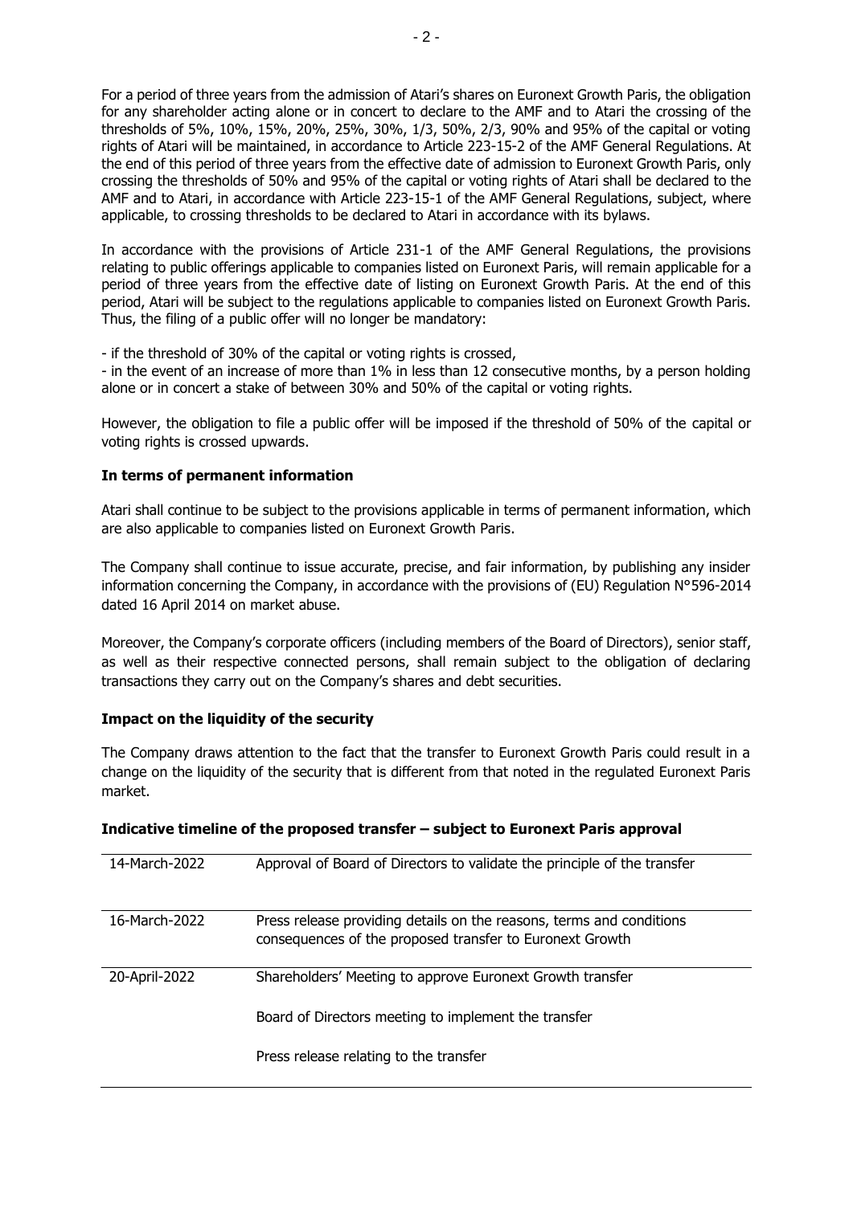For a period of three years from the admission of Atari's shares on Euronext Growth Paris, the obligation for any shareholder acting alone or in concert to declare to the AMF and to Atari the crossing of the thresholds of 5%, 10%, 15%, 20%, 25%, 30%, 1/3, 50%, 2/3, 90% and 95% of the capital or voting rights of Atari will be maintained, in accordance to Article 223-15-2 of the AMF General Regulations. At the end of this period of three years from the effective date of admission to Euronext Growth Paris, only crossing the thresholds of 50% and 95% of the capital or voting rights of Atari shall be declared to the AMF and to Atari, in accordance with Article 223-15-1 of the AMF General Regulations, subject, where applicable, to crossing thresholds to be declared to Atari in accordance with its bylaws.

In accordance with the provisions of Article 231-1 of the AMF General Regulations, the provisions relating to public offerings applicable to companies listed on Euronext Paris, will remain applicable for a period of three years from the effective date of listing on Euronext Growth Paris. At the end of this period, Atari will be subject to the regulations applicable to companies listed on Euronext Growth Paris. Thus, the filing of a public offer will no longer be mandatory:

- if the threshold of 30% of the capital or voting rights is crossed,
- in the event of an increase of more than 1% in less than 12 consecutive months, by a person holding alone or in concert a stake of between 30% and 50% of the capital or voting rights.

However, the obligation to file a public offer will be imposed if the threshold of 50% of the capital or voting rights is crossed upwards.

**In terms of permanent information**

Atari shall continue to be subject to the provisions applicable in terms of permanent information, which are also applicable to companies listed on Euronext Growth Paris.

The Company shall continue to issue accurate, precise, and fair information, by publishing any insider information concerning the Company, in accordance with the provisions of (EU) Regulation N°596-2014 dated 16 April 2014 on market abuse.

Moreover, the Company's corporate officers (including members of the Board of Directors), senior staff, as well as their respective connected persons, shall remain subject to the obligation of declaring transactions they carry out on the Company's shares and debt securities.

**Impact on the liquidity of the security**

The Company draws attention to the fact that the transfer to Euronext Growth Paris could result in a change on the liquidity of the security that is different from that noted in the regulated Euronext Paris market.

**Indicative timeline of the proposed transfer – subject to Euronext Paris approval**

| | |
|---|---|
| 14-March-2022 | Approval of Board of Directors to validate the principle of the transfer |
| 16-March-2022 | Press release providing details on the reasons, terms and conditions consequences of the proposed transfer to Euronext Growth |
| 20-April-2022 | Shareholders' Meeting to approve Euronext Growth transfer<br><br>Board of Directors meeting to implement the transfer<br><br>Press release relating to the transfer |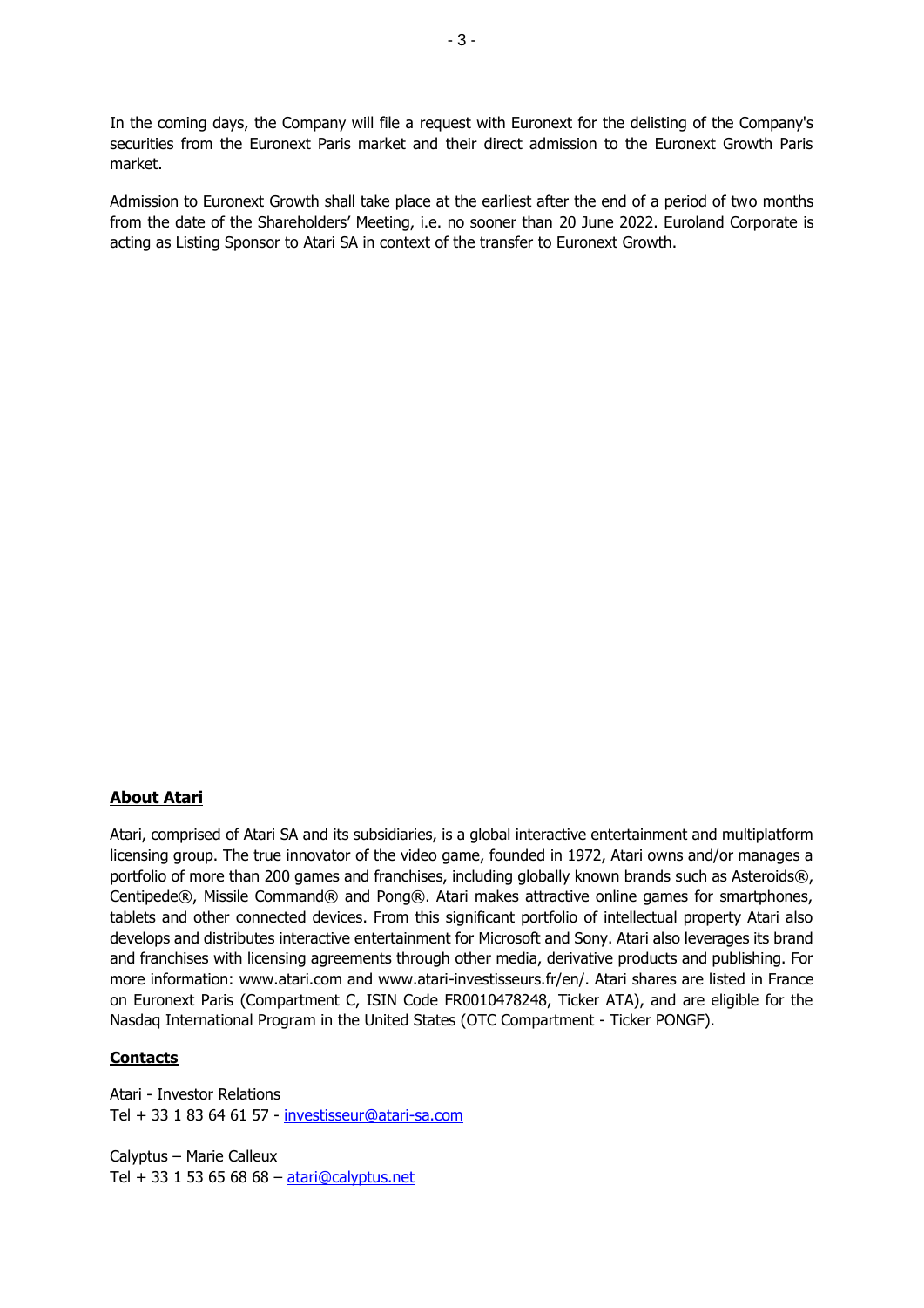In the coming days, the Company will file a request with Euronext for the delisting of the Company's securities from the Euronext Paris market and their direct admission to the Euronext Growth Paris market.

Admission to Euronext Growth shall take place at the earliest after the end of a period of two months from the date of the Shareholders' Meeting, i.e. no sooner than 20 June 2022. Euroland Corporate is acting as Listing Sponsor to Atari SA in context of the transfer to Euronext Growth.

## About Atari

Atari, comprised of Atari SA and its subsidiaries, is a global interactive entertainment and multiplatform licensing group. The true innovator of the video game, founded in 1972, Atari owns and/or manages a portfolio of more than 200 games and franchises, including globally known brands such as Asteroids®, Centipede®, Missile Command® and Pong®. Atari makes attractive online games for smartphones, tablets and other connected devices. From this significant portfolio of intellectual property Atari also develops and distributes interactive entertainment for Microsoft and Sony. Atari also leverages its brand and franchises with licensing agreements through other media, derivative products and publishing. For more information: www.atari.com and www.atari-investisseurs.fr/en/. Atari shares are listed in France on Euronext Paris (Compartment C, ISIN Code FR0010478248, Ticker ATA), and are eligible for the Nasdaq International Program in the United States (OTC Compartment - Ticker PONGF).

## Contacts

Atari - Investor Relations
Tel + 33 1 83 64 61 57 - investisseur@atari-sa.com

Calyptus – Marie Calleux
Tel + 33 1 53 65 68 68 – atari@calyptus.net